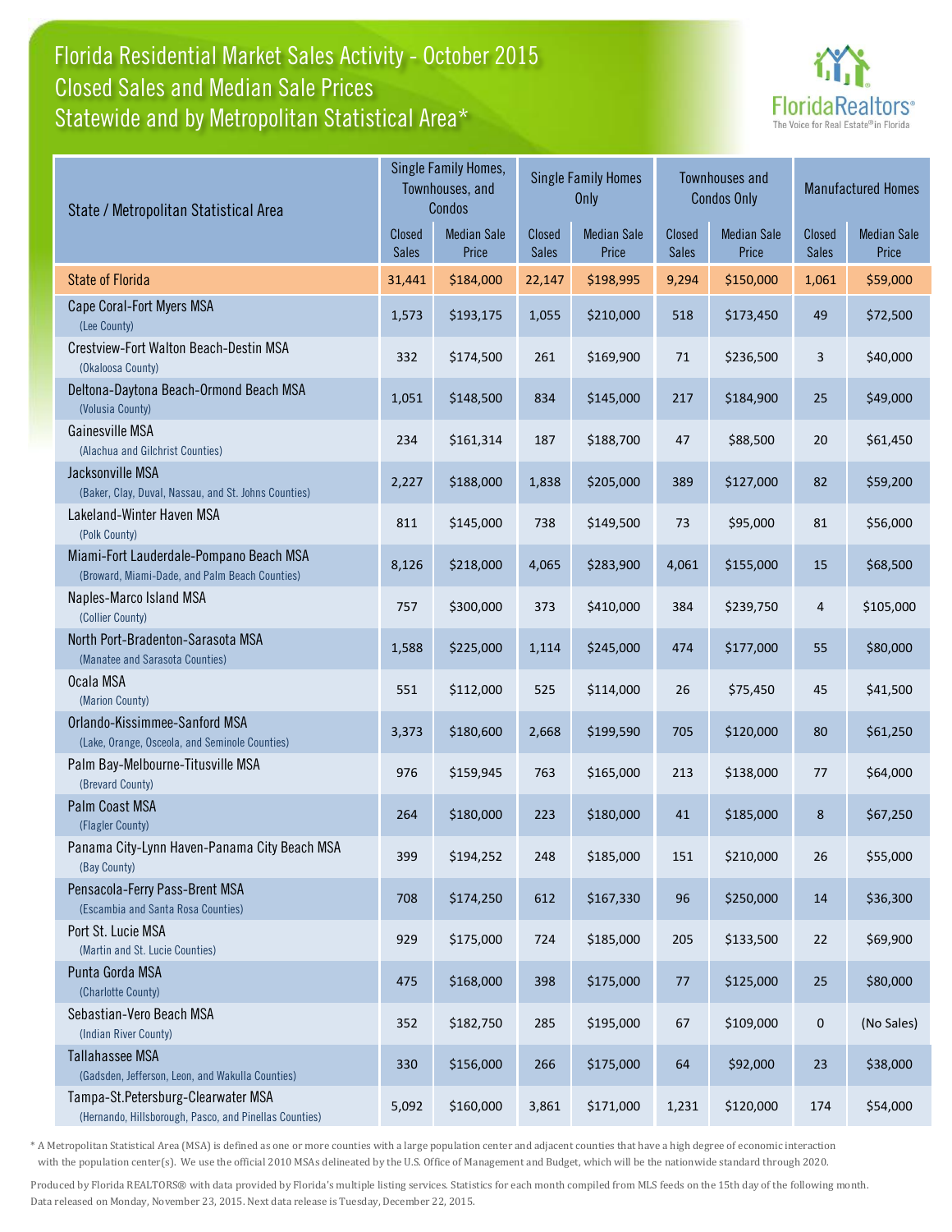# Florida Residential Market Sales Activity - October 2015
## Closed Sales and Median Sale Prices
## Statewide and by Metropolitan Statistical Area*

| State / Metropolitan Statistical Area | Single Family Homes, Townhouses, and Condos | | Single Family Homes Only | | Townhouses and Condos Only | | Manufactured Homes | |
|---|---|---|---|---|---|---|---|---|
| | Closed Sales | Median Sale Price | Closed Sales | Median Sale Price | Closed Sales | Median Sale Price | Closed Sales | Median Sale Price |
| State of Florida | 31,441 | $184,000 | 22,147 | $198,995 | 9,294 | $150,000 | 1,061 | $59,000 |
| Cape Coral-Fort Myers MSA (Lee County) | 1,573 | $193,175 | 1,055 | $210,000 | 518 | $173,450 | 49 | $72,500 |
| Crestview-Fort Walton Beach-Destin MSA (Okaloosa County) | 332 | $174,500 | 261 | $169,900 | 71 | $236,500 | 3 | $40,000 |
| Deltona-Daytona Beach-Ormond Beach MSA (Volusia County) | 1,051 | $148,500 | 834 | $145,000 | 217 | $184,900 | 25 | $49,000 |
| Gainesville MSA (Alachua and Gilchrist Counties) | 234 | $161,314 | 187 | $188,700 | 47 | $88,500 | 20 | $61,450 |
| Jacksonville MSA (Baker, Clay, Duval, Nassau, and St. Johns Counties) | 2,227 | $188,000 | 1,838 | $205,000 | 389 | $127,000 | 82 | $59,200 |
| Lakeland-Winter Haven MSA (Polk County) | 811 | $145,000 | 738 | $149,500 | 73 | $95,000 | 81 | $56,000 |
| Miami-Fort Lauderdale-Pompano Beach MSA (Broward, Miami-Dade, and Palm Beach Counties) | 8,126 | $218,000 | 4,065 | $283,900 | 4,061 | $155,000 | 15 | $68,500 |
| Naples-Marco Island MSA (Collier County) | 757 | $300,000 | 373 | $410,000 | 384 | $239,750 | 4 | $105,000 |
| North Port-Bradenton-Sarasota MSA (Manatee and Sarasota Counties) | 1,588 | $225,000 | 1,114 | $245,000 | 474 | $177,000 | 55 | $80,000 |
| Ocala MSA (Marion County) | 551 | $112,000 | 525 | $114,000 | 26 | $75,450 | 45 | $41,500 |
| Orlando-Kissimmee-Sanford MSA (Lake, Orange, Osceola, and Seminole Counties) | 3,373 | $180,600 | 2,668 | $199,590 | 705 | $120,000 | 80 | $61,250 |
| Palm Bay-Melbourne-Titusville MSA (Brevard County) | 976 | $159,945 | 763 | $165,000 | 213 | $138,000 | 77 | $64,000 |
| Palm Coast MSA (Flagler County) | 264 | $180,000 | 223 | $180,000 | 41 | $185,000 | 8 | $67,250 |
| Panama City-Lynn Haven-Panama City Beach MSA (Bay County) | 399 | $194,252 | 248 | $185,000 | 151 | $210,000 | 26 | $55,000 |
| Pensacola-Ferry Pass-Brent MSA (Escambia and Santa Rosa Counties) | 708 | $174,250 | 612 | $167,330 | 96 | $250,000 | 14 | $36,300 |
| Port St. Lucie MSA (Martin and St. Lucie Counties) | 929 | $175,000 | 724 | $185,000 | 205 | $133,500 | 22 | $69,900 |
| Punta Gorda MSA (Charlotte County) | 475 | $168,000 | 398 | $175,000 | 77 | $125,000 | 25 | $80,000 |
| Sebastian-Vero Beach MSA (Indian River County) | 352 | $182,750 | 285 | $195,000 | 67 | $109,000 | 0 | (No Sales) |
| Tallahassee MSA (Gadsden, Jefferson, Leon, and Wakulla Counties) | 330 | $156,000 | 266 | $175,000 | 64 | $92,000 | 23 | $38,000 |
| Tampa-St.Petersburg-Clearwater MSA (Hernando, Hillsborough, Pasco, and Pinellas Counties) | 5,092 | $160,000 | 3,861 | $171,000 | 1,231 | $120,000 | 174 | $54,000 |

* A Metropolitan Statistical Area (MSA) is defined as one or more counties with a large population center and adjacent counties that have a high degree of economic interaction with the population center(s). We use the official 2010 MSAs delineated by the U.S. Office of Management and Budget, which will be the nationwide standard through 2020.

Produced by Florida REALTORS® with data provided by Florida's multiple listing services. Statistics for each month compiled from MLS feeds on the 15th day of the following month. Data released on Monday, November 23, 2015. Next data release is Tuesday, December 22, 2015.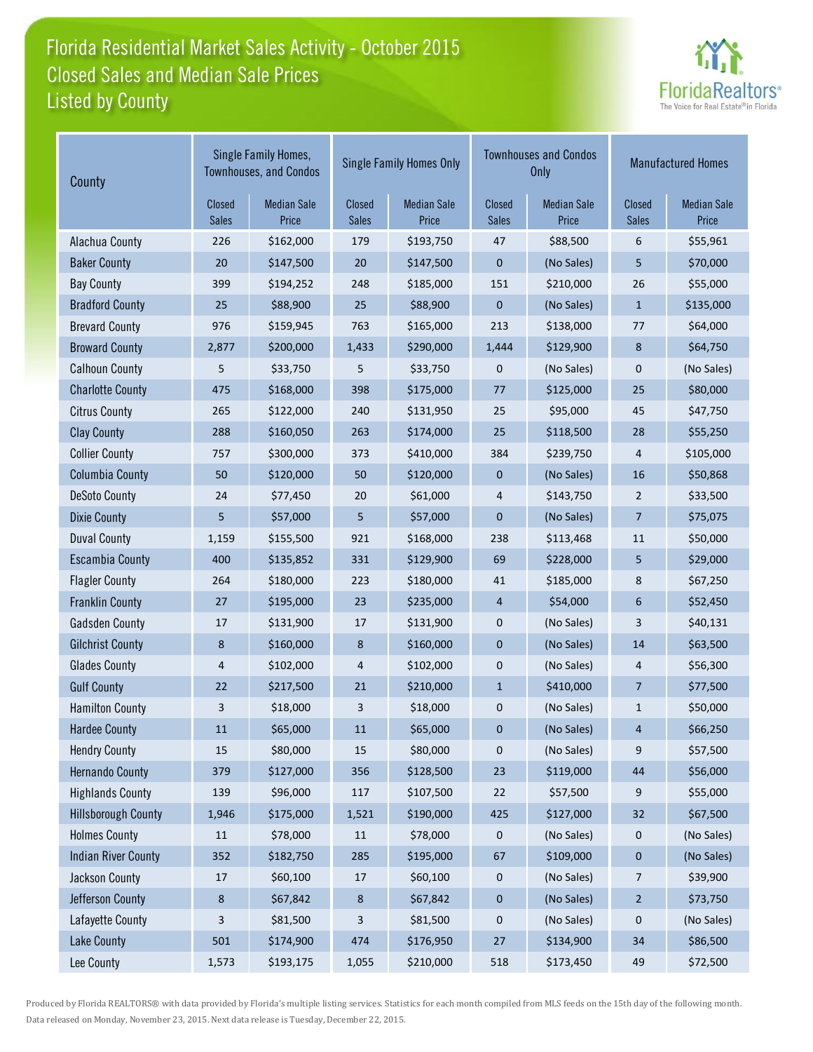# Florida Residential Market Sales Activity - October 2015
## Closed Sales and Median Sale Prices
## Listed by County

| County | Single Family Homes, Townhouses, and Condos | | Single Family Homes Only | | Townhouses and Condos Only | | Manufactured Homes | |
|---|---|---|---|---|---|---|---|---|
| | Closed Sales | Median Sale Price | Closed Sales | Median Sale Price | Closed Sales | Median Sale Price | Closed Sales | Median Sale Price |
| Alachua County | 226 | $162,000 | 179 | $193,750 | 47 | $88,500 | 6 | $55,961 |
| Baker County | 20 | $147,500 | 20 | $147,500 | 0 | (No Sales) | 5 | $70,000 |
| Bay County | 399 | $194,252 | 248 | $185,000 | 151 | $210,000 | 26 | $55,000 |
| Bradford County | 25 | $88,900 | 25 | $88,900 | 0 | (No Sales) | 1 | $135,000 |
| Brevard County | 976 | $159,945 | 763 | $165,000 | 213 | $138,000 | 77 | $64,000 |
| Broward County | 2,877 | $200,000 | 1,433 | $290,000 | 1,444 | $129,900 | 8 | $64,750 |
| Calhoun County | 5 | $33,750 | 5 | $33,750 | 0 | (No Sales) | 0 | (No Sales) |
| Charlotte County | 475 | $168,000 | 398 | $175,000 | 77 | $125,000 | 25 | $80,000 |
| Citrus County | 265 | $122,000 | 240 | $131,950 | 25 | $95,000 | 45 | $47,750 |
| Clay County | 288 | $160,050 | 263 | $174,000 | 25 | $118,500 | 28 | $55,250 |
| Collier County | 757 | $300,000 | 373 | $410,000 | 384 | $239,750 | 4 | $105,000 |
| Columbia County | 50 | $120,000 | 50 | $120,000 | 0 | (No Sales) | 16 | $50,868 |
| DeSoto County | 24 | $77,450 | 20 | $61,000 | 4 | $143,750 | 2 | $33,500 |
| Dixie County | 5 | $57,000 | 5 | $57,000 | 0 | (No Sales) | 7 | $75,075 |
| Duval County | 1,159 | $155,500 | 921 | $168,000 | 238 | $113,468 | 11 | $50,000 |
| Escambia County | 400 | $135,852 | 331 | $129,900 | 69 | $228,000 | 5 | $29,000 |
| Flagler County | 264 | $180,000 | 223 | $180,000 | 41 | $185,000 | 8 | $67,250 |
| Franklin County | 27 | $195,000 | 23 | $235,000 | 4 | $54,000 | 6 | $52,450 |
| Gadsden County | 17 | $131,900 | 17 | $131,900 | 0 | (No Sales) | 3 | $40,131 |
| Gilchrist County | 8 | $160,000 | 8 | $160,000 | 0 | (No Sales) | 14 | $63,500 |
| Glades County | 4 | $102,000 | 4 | $102,000 | 0 | (No Sales) | 4 | $56,300 |
| Gulf County | 22 | $217,500 | 21 | $210,000 | 1 | $410,000 | 7 | $77,500 |
| Hamilton County | 3 | $18,000 | 3 | $18,000 | 0 | (No Sales) | 1 | $50,000 |
| Hardee County | 11 | $65,000 | 11 | $65,000 | 0 | (No Sales) | 4 | $66,250 |
| Hendry County | 15 | $80,000 | 15 | $80,000 | 0 | (No Sales) | 9 | $57,500 |
| Hernando County | 379 | $127,000 | 356 | $128,500 | 23 | $119,000 | 44 | $56,000 |
| Highlands County | 139 | $96,000 | 117 | $107,500 | 22 | $57,500 | 9 | $55,000 |
| Hillsborough County | 1,946 | $175,000 | 1,521 | $190,000 | 425 | $127,000 | 32 | $67,500 |
| Holmes County | 11 | $78,000 | 11 | $78,000 | 0 | (No Sales) | 0 | (No Sales) |
| Indian River County | 352 | $182,750 | 285 | $195,000 | 67 | $109,000 | 0 | (No Sales) |
| Jackson County | 17 | $60,100 | 17 | $60,100 | 0 | (No Sales) | 7 | $39,900 |
| Jefferson County | 8 | $67,842 | 8 | $67,842 | 0 | (No Sales) | 2 | $73,750 |
| Lafayette County | 3 | $81,500 | 3 | $81,500 | 0 | (No Sales) | 0 | (No Sales) |
| Lake County | 501 | $174,900 | 474 | $176,950 | 27 | $134,900 | 34 | $86,500 |
| Lee County | 1,573 | $193,175 | 1,055 | $210,000 | 518 | $173,450 | 49 | $72,500 |

Produced by Florida REALTORS® with data provided by Florida's multiple listing services. Statistics for each month compiled from MLS feeds on the 15th day of the following month. Data released on Monday, November 23, 2015. Next data release is Tuesday, December 22, 2015.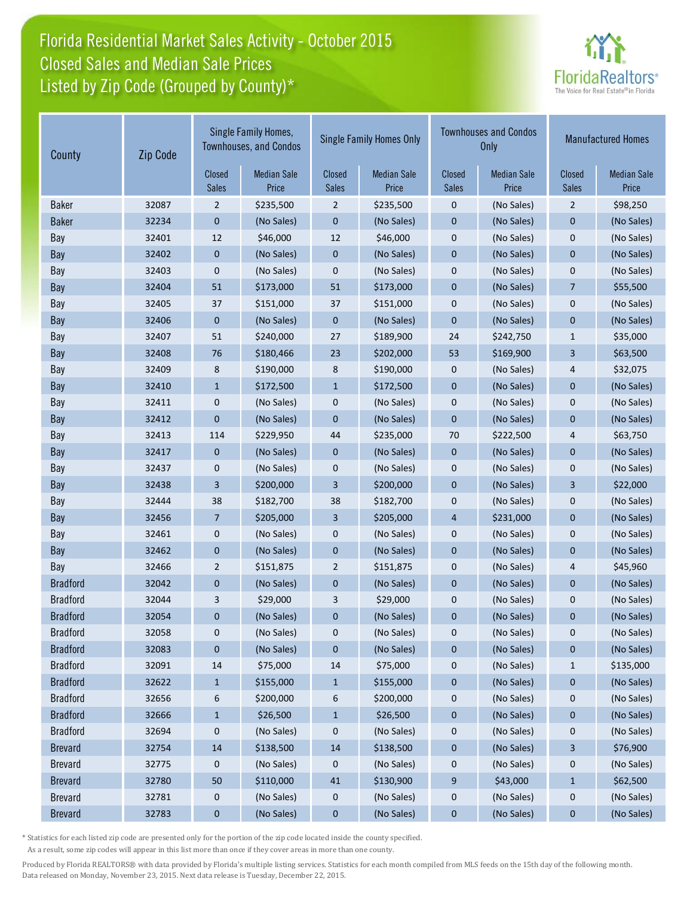# Florida Residential Market Sales Activity - October 2015
## Closed Sales and Median Sale Prices
## Listed by Zip Code (Grouped by County)*

| County | Zip Code | Single Family Homes, Townhouses, and Condos | | Single Family Homes Only | | Townhouses and Condos Only | | Manufactured Homes | |
|---|---|---|---|---|---|---|---|---|---|
| | | Closed Sales | Median Sale Price | Closed Sales | Median Sale Price | Closed Sales | Median Sale Price | Closed Sales | Median Sale Price |
| Baker | 32087 | 2 | $235,500 | 2 | $235,500 | 0 | (No Sales) | 2 | $98,250 |
| Baker | 32234 | 0 | (No Sales) | 0 | (No Sales) | 0 | (No Sales) | 0 | (No Sales) |
| Bay | 32401 | 12 | $46,000 | 12 | $46,000 | 0 | (No Sales) | 0 | (No Sales) |
| Bay | 32402 | 0 | (No Sales) | 0 | (No Sales) | 0 | (No Sales) | 0 | (No Sales) |
| Bay | 32403 | 0 | (No Sales) | 0 | (No Sales) | 0 | (No Sales) | 0 | (No Sales) |
| Bay | 32404 | 51 | $173,000 | 51 | $173,000 | 0 | (No Sales) | 7 | $55,500 |
| Bay | 32405 | 37 | $151,000 | 37 | $151,000 | 0 | (No Sales) | 0 | (No Sales) |
| Bay | 32406 | 0 | (No Sales) | 0 | (No Sales) | 0 | (No Sales) | 0 | (No Sales) |
| Bay | 32407 | 51 | $240,000 | 27 | $189,900 | 24 | $242,750 | 1 | $35,000 |
| Bay | 32408 | 76 | $180,466 | 23 | $202,000 | 53 | $169,900 | 3 | $63,500 |
| Bay | 32409 | 8 | $190,000 | 8 | $190,000 | 0 | (No Sales) | 4 | $32,075 |
| Bay | 32410 | 1 | $172,500 | 1 | $172,500 | 0 | (No Sales) | 0 | (No Sales) |
| Bay | 32411 | 0 | (No Sales) | 0 | (No Sales) | 0 | (No Sales) | 0 | (No Sales) |
| Bay | 32412 | 0 | (No Sales) | 0 | (No Sales) | 0 | (No Sales) | 0 | (No Sales) |
| Bay | 32413 | 114 | $229,950 | 44 | $235,000 | 70 | $222,500 | 4 | $63,750 |
| Bay | 32417 | 0 | (No Sales) | 0 | (No Sales) | 0 | (No Sales) | 0 | (No Sales) |
| Bay | 32437 | 0 | (No Sales) | 0 | (No Sales) | 0 | (No Sales) | 0 | (No Sales) |
| Bay | 32438 | 3 | $200,000 | 3 | $200,000 | 0 | (No Sales) | 3 | $22,000 |
| Bay | 32444 | 38 | $182,700 | 38 | $182,700 | 0 | (No Sales) | 0 | (No Sales) |
| Bay | 32456 | 7 | $205,000 | 3 | $205,000 | 4 | $231,000 | 0 | (No Sales) |
| Bay | 32461 | 0 | (No Sales) | 0 | (No Sales) | 0 | (No Sales) | 0 | (No Sales) |
| Bay | 32462 | 0 | (No Sales) | 0 | (No Sales) | 0 | (No Sales) | 0 | (No Sales) |
| Bay | 32466 | 2 | $151,875 | 2 | $151,875 | 0 | (No Sales) | 4 | $45,960 |
| Bradford | 32042 | 0 | (No Sales) | 0 | (No Sales) | 0 | (No Sales) | 0 | (No Sales) |
| Bradford | 32044 | 3 | $29,000 | 3 | $29,000 | 0 | (No Sales) | 0 | (No Sales) |
| Bradford | 32054 | 0 | (No Sales) | 0 | (No Sales) | 0 | (No Sales) | 0 | (No Sales) |
| Bradford | 32058 | 0 | (No Sales) | 0 | (No Sales) | 0 | (No Sales) | 0 | (No Sales) |
| Bradford | 32083 | 0 | (No Sales) | 0 | (No Sales) | 0 | (No Sales) | 0 | (No Sales) |
| Bradford | 32091 | 14 | $75,000 | 14 | $75,000 | 0 | (No Sales) | 1 | $135,000 |
| Bradford | 32622 | 1 | $155,000 | 1 | $155,000 | 0 | (No Sales) | 0 | (No Sales) |
| Bradford | 32656 | 6 | $200,000 | 6 | $200,000 | 0 | (No Sales) | 0 | (No Sales) |
| Bradford | 32666 | 1 | $26,500 | 1 | $26,500 | 0 | (No Sales) | 0 | (No Sales) |
| Bradford | 32694 | 0 | (No Sales) | 0 | (No Sales) | 0 | (No Sales) | 0 | (No Sales) |
| Brevard | 32754 | 14 | $138,500 | 14 | $138,500 | 0 | (No Sales) | 3 | $76,900 |
| Brevard | 32775 | 0 | (No Sales) | 0 | (No Sales) | 0 | (No Sales) | 0 | (No Sales) |
| Brevard | 32780 | 50 | $110,000 | 41 | $130,900 | 9 | $43,000 | 1 | $62,500 |
| Brevard | 32781 | 0 | (No Sales) | 0 | (No Sales) | 0 | (No Sales) | 0 | (No Sales) |
| Brevard | 32783 | 0 | (No Sales) | 0 | (No Sales) | 0 | (No Sales) | 0 | (No Sales) |

\* Statistics for each listed zip code are presented only for the portion of the zip code located inside the county specified. As a result, some zip codes will appear in this list more than once if they cover areas in more than one county.

Produced by Florida REALTORS® with data provided by Florida's multiple listing services. Statistics for each month compiled from MLS feeds on the 15th day of the following month. Data released on Monday, November 23, 2015. Next data release is Tuesday, December 22, 2015.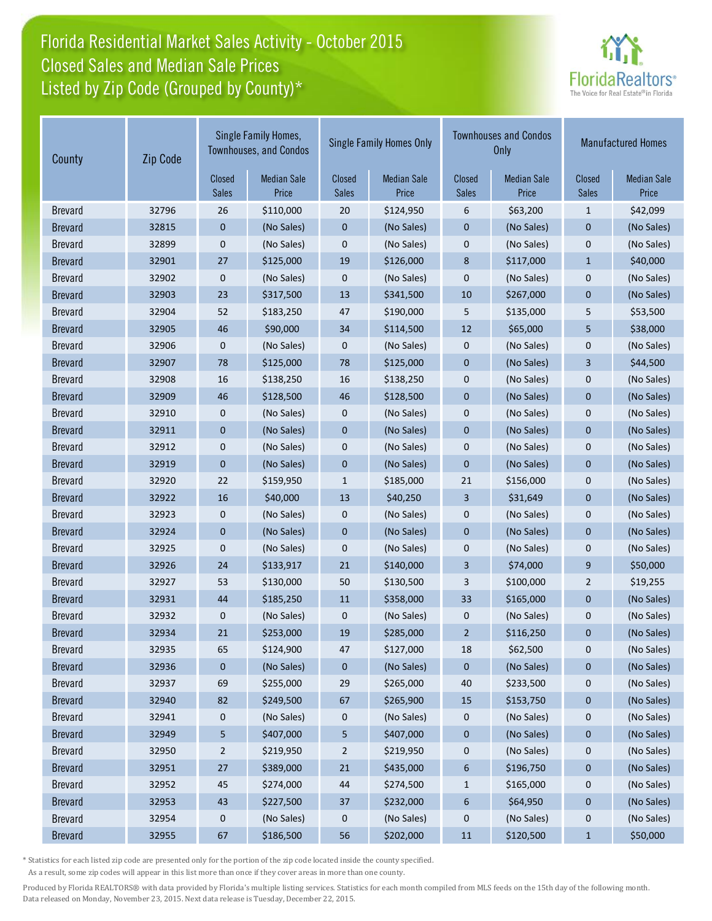# Florida Residential Market Sales Activity - October 2015
## Closed Sales and Median Sale Prices
## Listed by Zip Code (Grouped by County)*

| County | Zip Code | Single Family Homes, Townhouses, and Condos | | Single Family Homes Only | | Townhouses and Condos Only | | Manufactured Homes | |
|---|---|---|---|---|---|---|---|---|---|
| | | Closed Sales | Median Sale Price | Closed Sales | Median Sale Price | Closed Sales | Median Sale Price | Closed Sales | Median Sale Price |
| Brevard | 32796 | 26 | $110,000 | 20 | $124,950 | 6 | $63,200 | 1 | $42,099 |
| Brevard | 32815 | 0 | (No Sales) | 0 | (No Sales) | 0 | (No Sales) | 0 | (No Sales) |
| Brevard | 32899 | 0 | (No Sales) | 0 | (No Sales) | 0 | (No Sales) | 0 | (No Sales) |
| Brevard | 32901 | 27 | $125,000 | 19 | $126,000 | 8 | $117,000 | 1 | $40,000 |
| Brevard | 32902 | 0 | (No Sales) | 0 | (No Sales) | 0 | (No Sales) | 0 | (No Sales) |
| Brevard | 32903 | 23 | $317,500 | 13 | $341,500 | 10 | $267,000 | 0 | (No Sales) |
| Brevard | 32904 | 52 | $183,250 | 47 | $190,000 | 5 | $135,000 | 5 | $53,500 |
| Brevard | 32905 | 46 | $90,000 | 34 | $114,500 | 12 | $65,000 | 5 | $38,000 |
| Brevard | 32906 | 0 | (No Sales) | 0 | (No Sales) | 0 | (No Sales) | 0 | (No Sales) |
| Brevard | 32907 | 78 | $125,000 | 78 | $125,000 | 0 | (No Sales) | 3 | $44,500 |
| Brevard | 32908 | 16 | $138,250 | 16 | $138,250 | 0 | (No Sales) | 0 | (No Sales) |
| Brevard | 32909 | 46 | $128,500 | 46 | $128,500 | 0 | (No Sales) | 0 | (No Sales) |
| Brevard | 32910 | 0 | (No Sales) | 0 | (No Sales) | 0 | (No Sales) | 0 | (No Sales) |
| Brevard | 32911 | 0 | (No Sales) | 0 | (No Sales) | 0 | (No Sales) | 0 | (No Sales) |
| Brevard | 32912 | 0 | (No Sales) | 0 | (No Sales) | 0 | (No Sales) | 0 | (No Sales) |
| Brevard | 32919 | 0 | (No Sales) | 0 | (No Sales) | 0 | (No Sales) | 0 | (No Sales) |
| Brevard | 32920 | 22 | $159,950 | 1 | $185,000 | 21 | $156,000 | 0 | (No Sales) |
| Brevard | 32922 | 16 | $40,000 | 13 | $40,250 | 3 | $31,649 | 0 | (No Sales) |
| Brevard | 32923 | 0 | (No Sales) | 0 | (No Sales) | 0 | (No Sales) | 0 | (No Sales) |
| Brevard | 32924 | 0 | (No Sales) | 0 | (No Sales) | 0 | (No Sales) | 0 | (No Sales) |
| Brevard | 32925 | 0 | (No Sales) | 0 | (No Sales) | 0 | (No Sales) | 0 | (No Sales) |
| Brevard | 32926 | 24 | $133,917 | 21 | $140,000 | 3 | $74,000 | 9 | $50,000 |
| Brevard | 32927 | 53 | $130,000 | 50 | $130,500 | 3 | $100,000 | 2 | $19,255 |
| Brevard | 32931 | 44 | $185,250 | 11 | $358,000 | 33 | $165,000 | 0 | (No Sales) |
| Brevard | 32932 | 0 | (No Sales) | 0 | (No Sales) | 0 | (No Sales) | 0 | (No Sales) |
| Brevard | 32934 | 21 | $253,000 | 19 | $285,000 | 2 | $116,250 | 0 | (No Sales) |
| Brevard | 32935 | 65 | $124,900 | 47 | $127,000 | 18 | $62,500 | 0 | (No Sales) |
| Brevard | 32936 | 0 | (No Sales) | 0 | (No Sales) | 0 | (No Sales) | 0 | (No Sales) |
| Brevard | 32937 | 69 | $255,000 | 29 | $265,000 | 40 | $233,500 | 0 | (No Sales) |
| Brevard | 32940 | 82 | $249,500 | 67 | $265,900 | 15 | $153,750 | 0 | (No Sales) |
| Brevard | 32941 | 0 | (No Sales) | 0 | (No Sales) | 0 | (No Sales) | 0 | (No Sales) |
| Brevard | 32949 | 5 | $407,000 | 5 | $407,000 | 0 | (No Sales) | 0 | (No Sales) |
| Brevard | 32950 | 2 | $219,950 | 2 | $219,950 | 0 | (No Sales) | 0 | (No Sales) |
| Brevard | 32951 | 27 | $389,000 | 21 | $435,000 | 6 | $196,750 | 0 | (No Sales) |
| Brevard | 32952 | 45 | $274,000 | 44 | $274,500 | 1 | $165,000 | 0 | (No Sales) |
| Brevard | 32953 | 43 | $227,500 | 37 | $232,000 | 6 | $64,950 | 0 | (No Sales) |
| Brevard | 32954 | 0 | (No Sales) | 0 | (No Sales) | 0 | (No Sales) | 0 | (No Sales) |
| Brevard | 32955 | 67 | $186,500 | 56 | $202,000 | 11 | $120,500 | 1 | $50,000 |

* Statistics for each listed zip code are presented only for the portion of the zip code located inside the county specified. As a result, some zip codes will appear in this list more than once if they cover areas in more than one county.

Produced by Florida REALTORS® with data provided by Florida's multiple listing services. Statistics for each month compiled from MLS feeds on the 15th day of the following month. Data released on Monday, November 23, 2015. Next data release is Tuesday, December 22, 2015.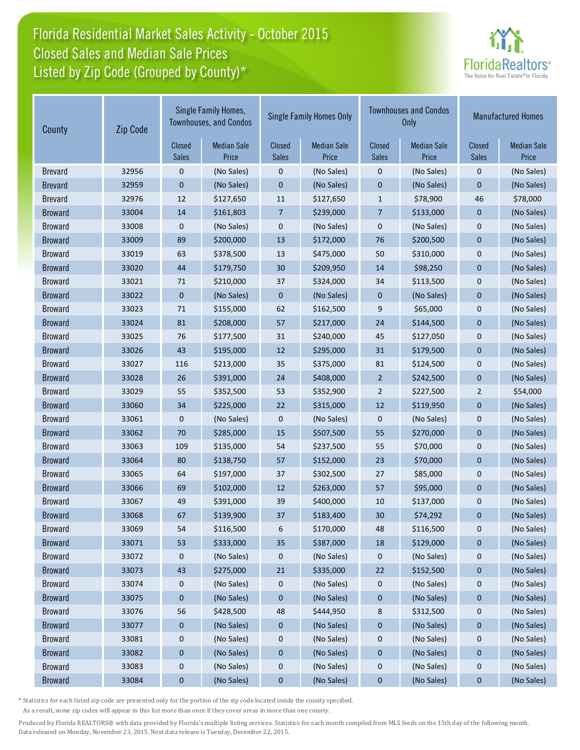# Florida Residential Market Sales Activity - October 2015
## Closed Sales and Median Sale Prices
## Listed by Zip Code (Grouped by County)*

| County | Zip Code | Single Family Homes, Townhouses, and Condos | | Single Family Homes Only | | Townhouses and Condos Only | | Manufactured Homes | |
|---|---|---|---|---|---|---|---|---|---|
| | | Closed Sales | Median Sale Price | Closed Sales | Median Sale Price | Closed Sales | Median Sale Price | Closed Sales | Median Sale Price |
| Brevard | 32956 | 0 | (No Sales) | 0 | (No Sales) | 0 | (No Sales) | 0 | (No Sales) |
| Brevard | 32959 | 0 | (No Sales) | 0 | (No Sales) | 0 | (No Sales) | 0 | (No Sales) |
| Brevard | 32976 | 12 | $127,650 | 11 | $127,650 | 1 | $78,900 | 46 | $78,000 |
| Broward | 33004 | 14 | $161,803 | 7 | $239,000 | 7 | $133,000 | 0 | (No Sales) |
| Broward | 33008 | 0 | (No Sales) | 0 | (No Sales) | 0 | (No Sales) | 0 | (No Sales) |
| Broward | 33009 | 89 | $200,000 | 13 | $172,000 | 76 | $200,500 | 0 | (No Sales) |
| Broward | 33019 | 63 | $378,500 | 13 | $475,000 | 50 | $310,000 | 0 | (No Sales) |
| Broward | 33020 | 44 | $179,750 | 30 | $209,950 | 14 | $98,250 | 0 | (No Sales) |
| Broward | 33021 | 71 | $210,000 | 37 | $324,000 | 34 | $113,500 | 0 | (No Sales) |
| Broward | 33022 | 0 | (No Sales) | 0 | (No Sales) | 0 | (No Sales) | 0 | (No Sales) |
| Broward | 33023 | 71 | $155,000 | 62 | $162,500 | 9 | $65,000 | 0 | (No Sales) |
| Broward | 33024 | 81 | $208,000 | 57 | $217,000 | 24 | $144,500 | 0 | (No Sales) |
| Broward | 33025 | 76 | $177,500 | 31 | $240,000 | 45 | $127,050 | 0 | (No Sales) |
| Broward | 33026 | 43 | $195,000 | 12 | $295,000 | 31 | $179,500 | 0 | (No Sales) |
| Broward | 33027 | 116 | $213,000 | 35 | $375,000 | 81 | $124,500 | 0 | (No Sales) |
| Broward | 33028 | 26 | $391,000 | 24 | $408,000 | 2 | $242,500 | 0 | (No Sales) |
| Broward | 33029 | 55 | $352,500 | 53 | $352,900 | 2 | $227,500 | 2 | $54,000 |
| Broward | 33060 | 34 | $225,000 | 22 | $315,000 | 12 | $119,950 | 0 | (No Sales) |
| Broward | 33061 | 0 | (No Sales) | 0 | (No Sales) | 0 | (No Sales) | 0 | (No Sales) |
| Broward | 33062 | 70 | $285,000 | 15 | $507,500 | 55 | $270,000 | 0 | (No Sales) |
| Broward | 33063 | 109 | $135,000 | 54 | $237,500 | 55 | $70,000 | 0 | (No Sales) |
| Broward | 33064 | 80 | $138,750 | 57 | $152,000 | 23 | $70,000 | 0 | (No Sales) |
| Broward | 33065 | 64 | $197,000 | 37 | $302,500 | 27 | $85,000 | 0 | (No Sales) |
| Broward | 33066 | 69 | $102,000 | 12 | $263,000 | 57 | $95,000 | 0 | (No Sales) |
| Broward | 33067 | 49 | $391,000 | 39 | $400,000 | 10 | $137,000 | 0 | (No Sales) |
| Broward | 33068 | 67 | $139,900 | 37 | $183,400 | 30 | $74,292 | 0 | (No Sales) |
| Broward | 33069 | 54 | $116,500 | 6 | $170,000 | 48 | $116,500 | 0 | (No Sales) |
| Broward | 33071 | 53 | $333,000 | 35 | $387,000 | 18 | $129,000 | 0 | (No Sales) |
| Broward | 33072 | 0 | (No Sales) | 0 | (No Sales) | 0 | (No Sales) | 0 | (No Sales) |
| Broward | 33073 | 43 | $275,000 | 21 | $335,000 | 22 | $152,500 | 0 | (No Sales) |
| Broward | 33074 | 0 | (No Sales) | 0 | (No Sales) | 0 | (No Sales) | 0 | (No Sales) |
| Broward | 33075 | 0 | (No Sales) | 0 | (No Sales) | 0 | (No Sales) | 0 | (No Sales) |
| Broward | 33076 | 56 | $428,500 | 48 | $444,950 | 8 | $312,500 | 0 | (No Sales) |
| Broward | 33077 | 0 | (No Sales) | 0 | (No Sales) | 0 | (No Sales) | 0 | (No Sales) |
| Broward | 33081 | 0 | (No Sales) | 0 | (No Sales) | 0 | (No Sales) | 0 | (No Sales) |
| Broward | 33082 | 0 | (No Sales) | 0 | (No Sales) | 0 | (No Sales) | 0 | (No Sales) |
| Broward | 33083 | 0 | (No Sales) | 0 | (No Sales) | 0 | (No Sales) | 0 | (No Sales) |
| Broward | 33084 | 0 | (No Sales) | 0 | (No Sales) | 0 | (No Sales) | 0 | (No Sales) |

* Statistics for each listed zip code are presented only for the portion of the zip code located inside the county specified.
As a result, some zip codes will appear in this list more than once if they cover areas in more than one county.

Produced by Florida REALTORS® with data provided by Florida's multiple listing services. Statistics for each month compiled from MLS feeds on the 15th day of the following month. Data released on Monday, November 23, 2015. Next data release is Tuesday, December 22, 2015.